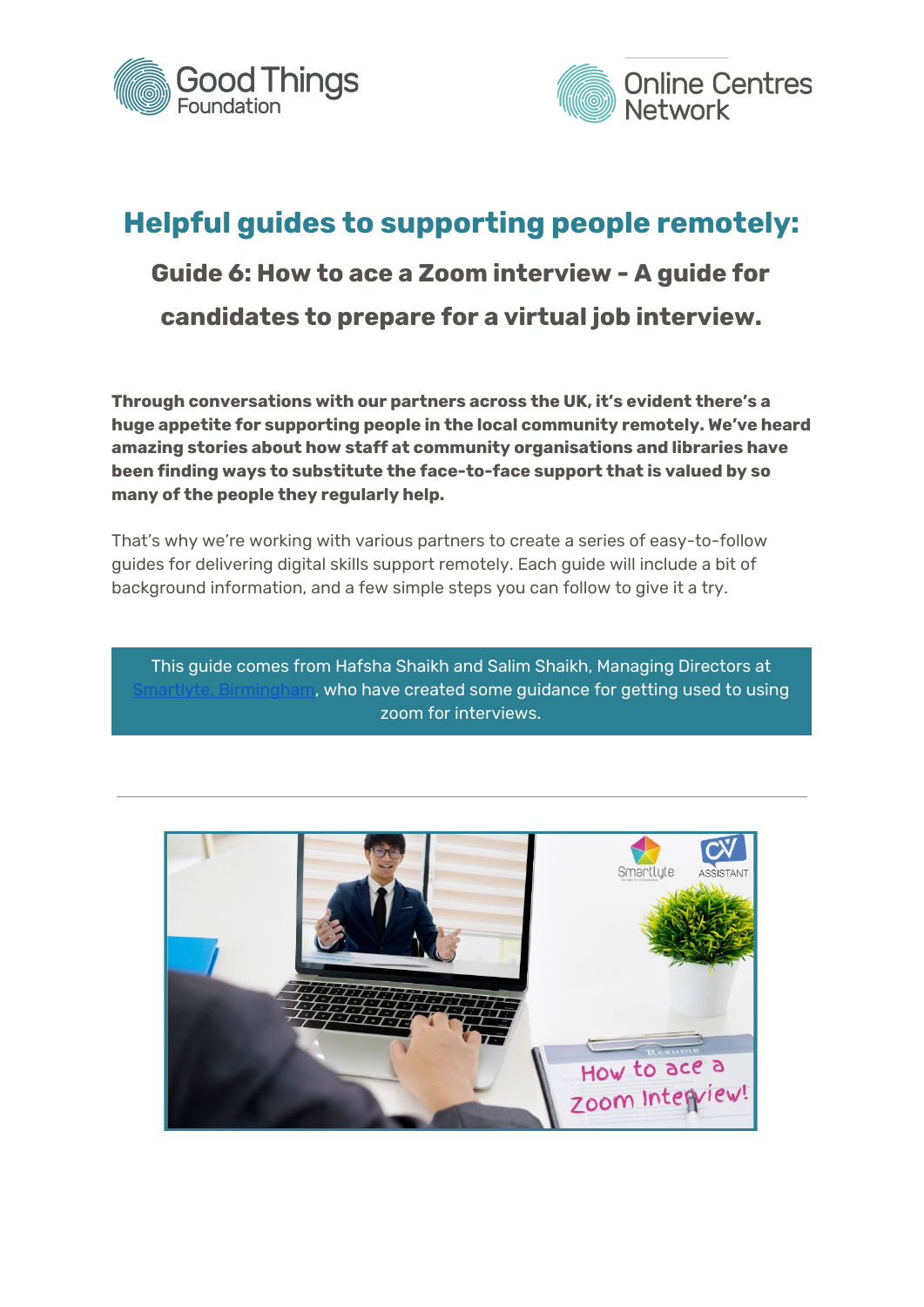# Helpful guides to supporting people remotely:

## Guide 6: How to ace a Zoom interview - A guide for candidates to prepare for a virtual job interview.

**Through conversations with our partners across the UK, it's evident there's a huge appetite for supporting people in the local community remotely. We've heard amazing stories about how staff at community organisations and libraries have been finding ways to substitute the face-to-face support that is valued by so many of the people they regularly help.**

That's why we're working with various partners to create a series of easy-to-follow guides for delivering digital skills support remotely. Each guide will include a bit of background information, and a few simple steps you can follow to give it a try.

This guide comes from Hafsha Shaikh and Salim Shaikh, Managing Directors at Smartlyte, Birmingham, who have created some guidance for getting used to using zoom for interviews.

---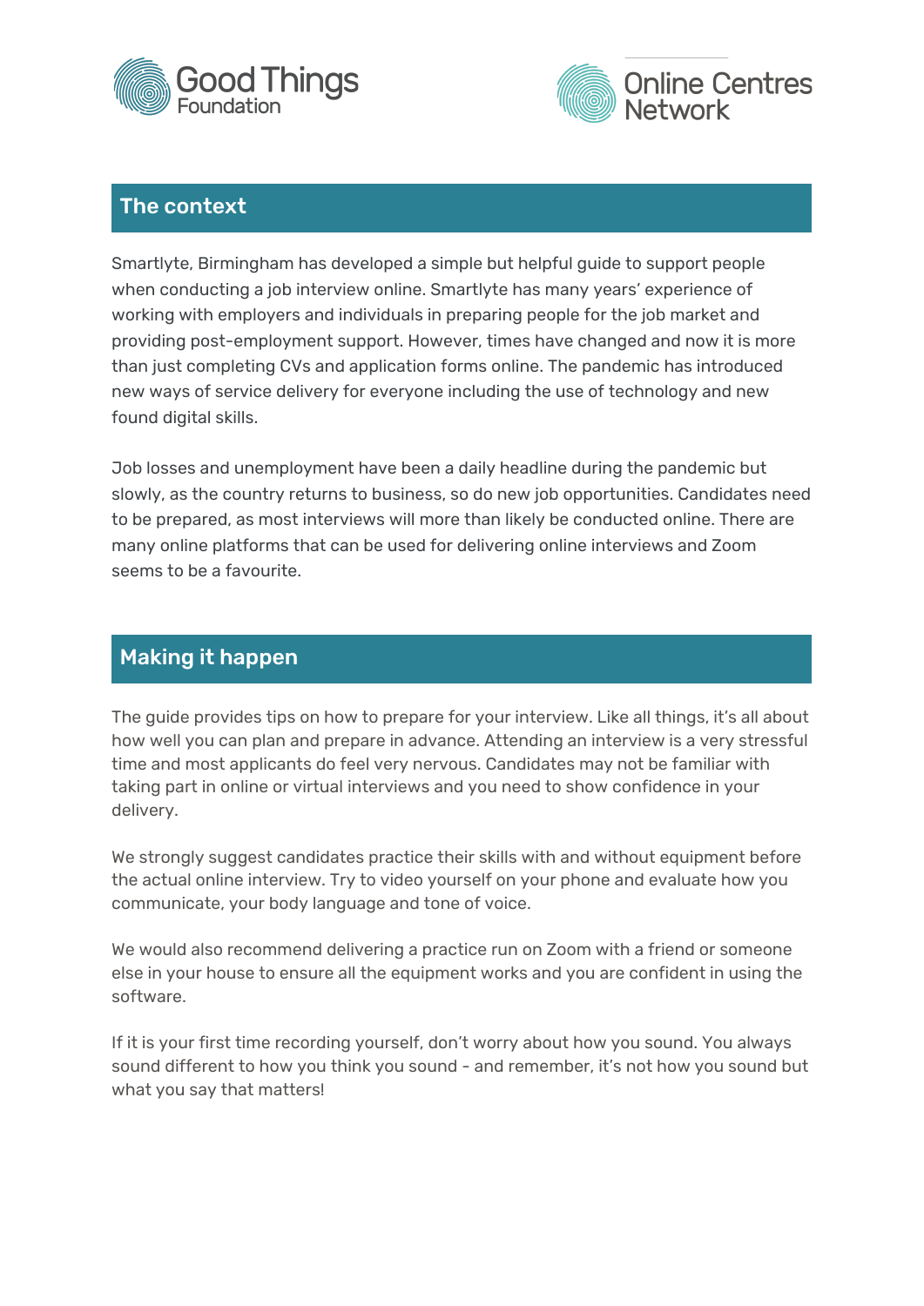## The context

Smartlyte, Birmingham has developed a simple but helpful guide to support people when conducting a job interview online. Smartlyte has many years' experience of working with employers and individuals in preparing people for the job market and providing post-employment support. However, times have changed and now it is more than just completing CVs and application forms online. The pandemic has introduced new ways of service delivery for everyone including the use of technology and new found digital skills.

Job losses and unemployment have been a daily headline during the pandemic but slowly, as the country returns to business, so do new job opportunities. Candidates need to be prepared, as most interviews will more than likely be conducted online. There are many online platforms that can be used for delivering online interviews and Zoom seems to be a favourite.

## Making it happen

The guide provides tips on how to prepare for your interview. Like all things, it's all about how well you can plan and prepare in advance. Attending an interview is a very stressful time and most applicants do feel very nervous. Candidates may not be familiar with taking part in online or virtual interviews and you need to show confidence in your delivery.

We strongly suggest candidates practice their skills with and without equipment before the actual online interview. Try to video yourself on your phone and evaluate how you communicate, your body language and tone of voice.

We would also recommend delivering a practice run on Zoom with a friend or someone else in your house to ensure all the equipment works and you are confident in using the software.

If it is your first time recording yourself, don't worry about how you sound. You always sound different to how you think you sound - and remember, it's not how you sound but what you say that matters!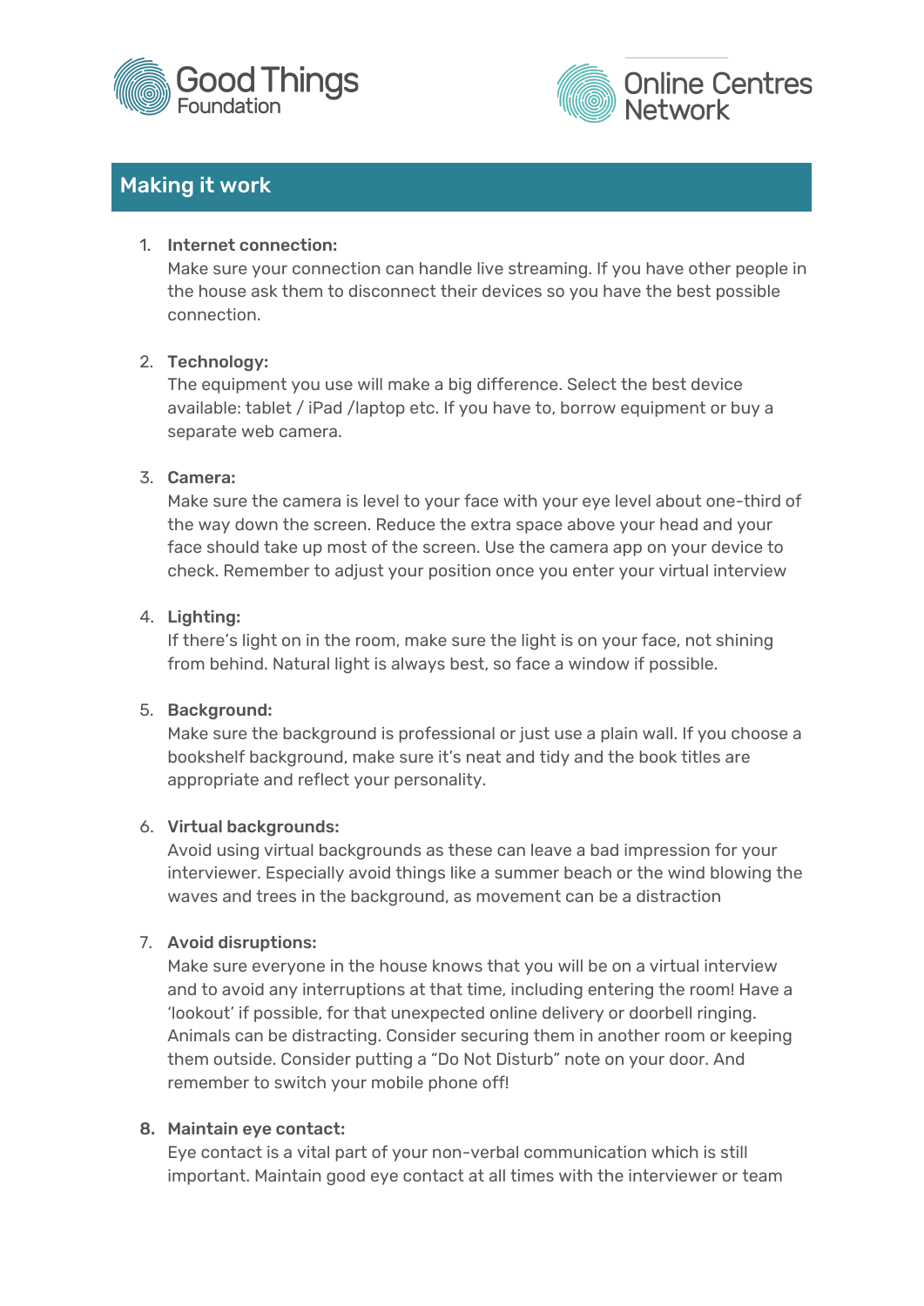## Making it work

1. **Internet connection:**
   Make sure your connection can handle live streaming. If you have other people in the house ask them to disconnect their devices so you have the best possible connection.

2. **Technology:**
   The equipment you use will make a big difference. Select the best device available: tablet / iPad /laptop etc. If you have to, borrow equipment or buy a separate web camera.

3. **Camera:**
   Make sure the camera is level to your face with your eye level about one-third of the way down the screen. Reduce the extra space above your head and your face should take up most of the screen. Use the camera app on your device to check. Remember to adjust your position once you enter your virtual interview

4. **Lighting:**
   If there's light on in the room, make sure the light is on your face, not shining from behind. Natural light is always best, so face a window if possible.

5. **Background:**
   Make sure the background is professional or just use a plain wall. If you choose a bookshelf background, make sure it's neat and tidy and the book titles are appropriate and reflect your personality.

6. **Virtual backgrounds:**
   Avoid using virtual backgrounds as these can leave a bad impression for your interviewer. Especially avoid things like a summer beach or the wind blowing the waves and trees in the background, as movement can be a distraction

7. **Avoid disruptions:**
   Make sure everyone in the house knows that you will be on a virtual interview and to avoid any interruptions at that time, including entering the room! Have a 'lookout' if possible, for that unexpected online delivery or doorbell ringing. Animals can be distracting. Consider securing them in another room or keeping them outside. Consider putting a "Do Not Disturb" note on your door. And remember to switch your mobile phone off!

8. **Maintain eye contact:**
   Eye contact is a vital part of your non-verbal communication which is still important. Maintain good eye contact at all times with the interviewer or team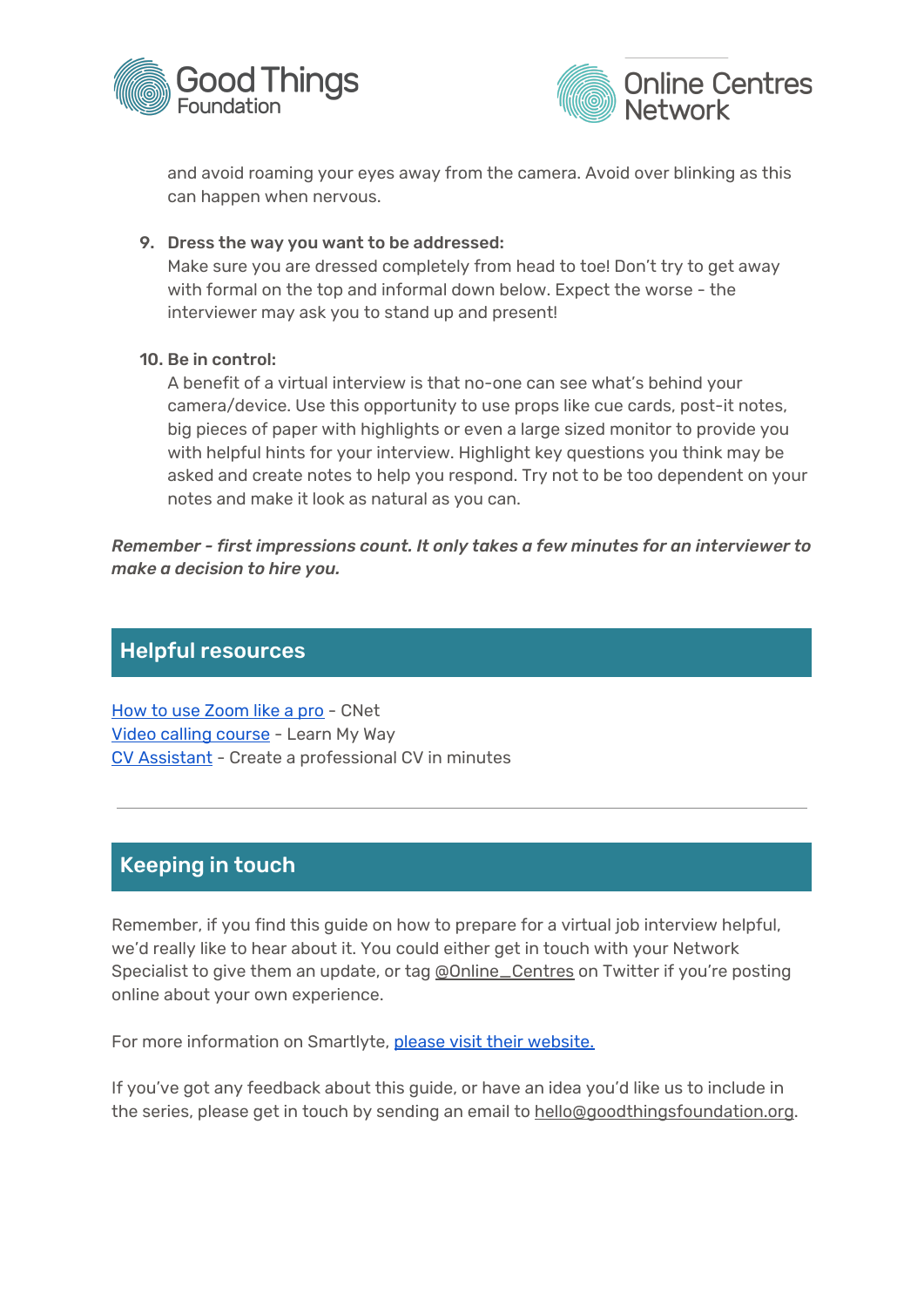and avoid roaming your eyes away from the camera. Avoid over blinking as this can happen when nervous.

9. **Dress the way you want to be addressed:**
   Make sure you are dressed completely from head to toe! Don't try to get away with formal on the top and informal down below. Expect the worse - the interviewer may ask you to stand up and present!

10. **Be in control:**
    A benefit of a virtual interview is that no-one can see what's behind your camera/device. Use this opportunity to use props like cue cards, post-it notes, big pieces of paper with highlights or even a large sized monitor to provide you with helpful hints for your interview. Highlight key questions you think may be asked and create notes to help you respond. Try not to be too dependent on your notes and make it look as natural as you can.

***Remember - first impressions count. It only takes a few minutes for an interviewer to make a decision to hire you.***

## Helpful resources

How to use Zoom like a pro - CNet
Video calling course - Learn My Way
CV Assistant - Create a professional CV in minutes

---

## Keeping in touch

Remember, if you find this guide on how to prepare for a virtual job interview helpful, we'd really like to hear about it. You could either get in touch with your Network Specialist to give them an update, or tag @Online_Centres on Twitter if you're posting online about your own experience.

For more information on Smartlyte, please visit their website.

If you've got any feedback about this guide, or have an idea you'd like us to include in the series, please get in touch by sending an email to hello@goodthingsfoundation.org.